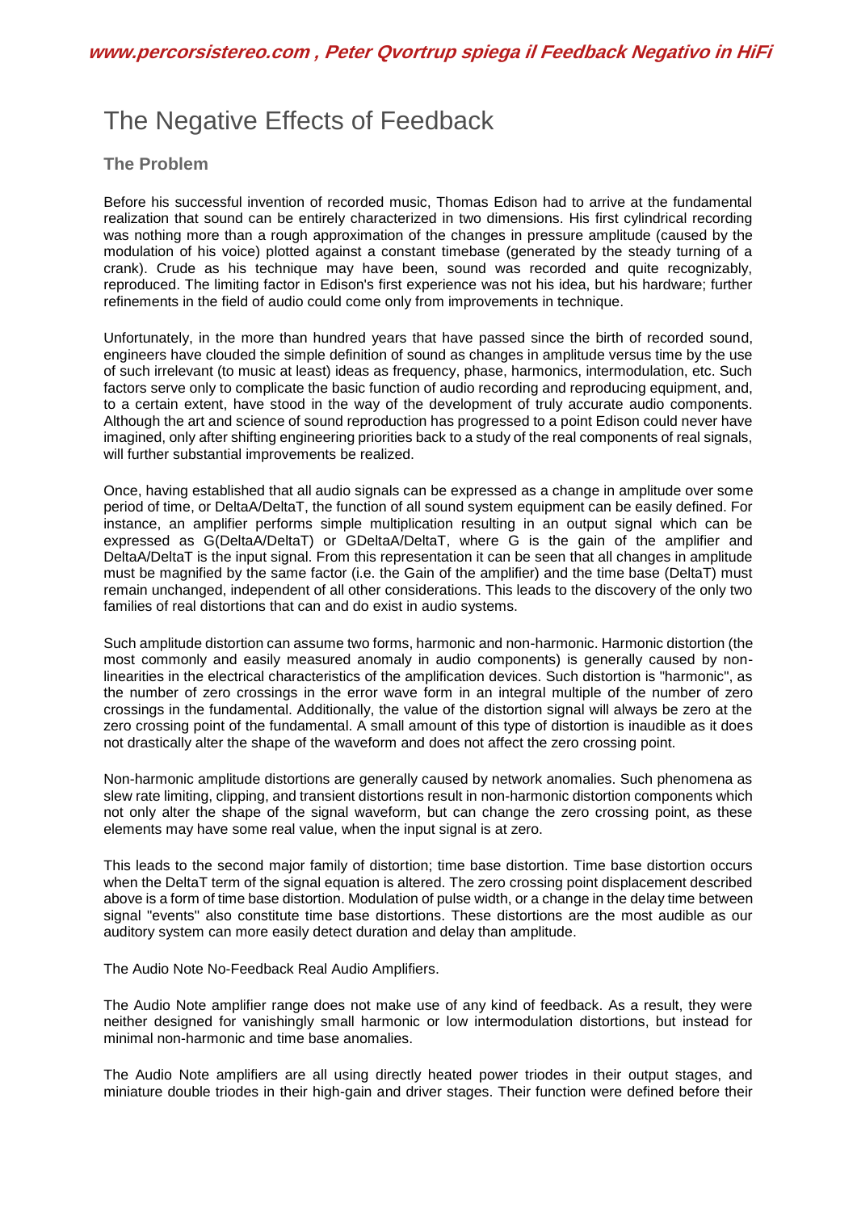# The Negative Effects of Feedback

## The Problem

Before his successful invention of recorded music, Thomas Edison had to arrive at the fundamental realization that sound can be entirely characterized in two dimensions. His first cylindrical recording was nothing more than a rough approximation of the changes in pressure amplitude (caused by the modulation of his voice) plotted against a constant timebase (generated by the steady turning of a crank). Crude as his technique may have been, sound was recorded and quite recognizably, reproduced. The limiting factor in Edison's first experience was not his idea, but his hardware; further refinements in the field of audio could come only from improvements in technique.

Unfortunately, in the more than hundred years that have passed since the birth of recorded sound, engineers have clouded the simple definition of sound as changes in amplitude versus time by the use of such irrelevant (to music at least) ideas as frequency, phase, harmonics, intermodulation, etc. Such factors serve only to complicate the basic function of audio recording and reproducing equipment, and, to a certain extent, have stood in the way of the development of truly accurate audio components. Although the art and science of sound reproduction has progressed to a point Edison could never have imagined, only after shifting engineering priorities back to a study of the real components of real signals, will further substantial improvements be realized.

Once, having established that all audio signals can be expressed as a change in amplitude over some period of time, or DeltaA/DeltaT, the function of all sound system equipment can be easily defined. For instance, an amplifier performs simple multiplication resulting in an output signal which can be expressed as G(DeltaA/DeltaT) or GDeltaA/DeltaT, where G is the gain of the amplifier and DeltaA/DeltaT is the input signal. From this representation it can be seen that all changes in amplitude must be magnified by the same factor (i.e. the Gain of the amplifier) and the time base (DeltaT) must remain unchanged, independent of all other considerations. This leads to the discovery of the only two families of real distortions that can and do exist in audio systems.

Such amplitude distortion can assume two forms, harmonic and non-harmonic. Harmonic distortion (the most commonly and easily measured anomaly in audio components) is generally caused by non-linearities in the electrical characteristics of the amplification devices. Such distortion is "harmonic", as the number of zero crossings in the error wave form in an integral multiple of the number of zero crossings in the fundamental. Additionally, the value of the distortion signal will always be zero at the zero crossing point of the fundamental. A small amount of this type of distortion is inaudible as it does not drastically alter the shape of the waveform and does not affect the zero crossing point.

Non-harmonic amplitude distortions are generally caused by network anomalies. Such phenomena as slew rate limiting, clipping, and transient distortions result in non-harmonic distortion components which not only alter the shape of the signal waveform, but can change the zero crossing point, as these elements may have some real value, when the input signal is at zero.

This leads to the second major family of distortion; time base distortion. Time base distortion occurs when the DeltaT term of the signal equation is altered. The zero crossing point displacement described above is a form of time base distortion. Modulation of pulse width, or a change in the delay time between signal "events" also constitute time base distortions. These distortions are the most audible as our auditory system can more easily detect duration and delay than amplitude.

The Audio Note No-Feedback Real Audio Amplifiers.

The Audio Note amplifier range does not make use of any kind of feedback. As a result, they were neither designed for vanishingly small harmonic or low intermodulation distortions, but instead for minimal non-harmonic and time base anomalies.

The Audio Note amplifiers are all using directly heated power triodes in their output stages, and miniature double triodes in their high-gain and driver stages. Their function were defined before their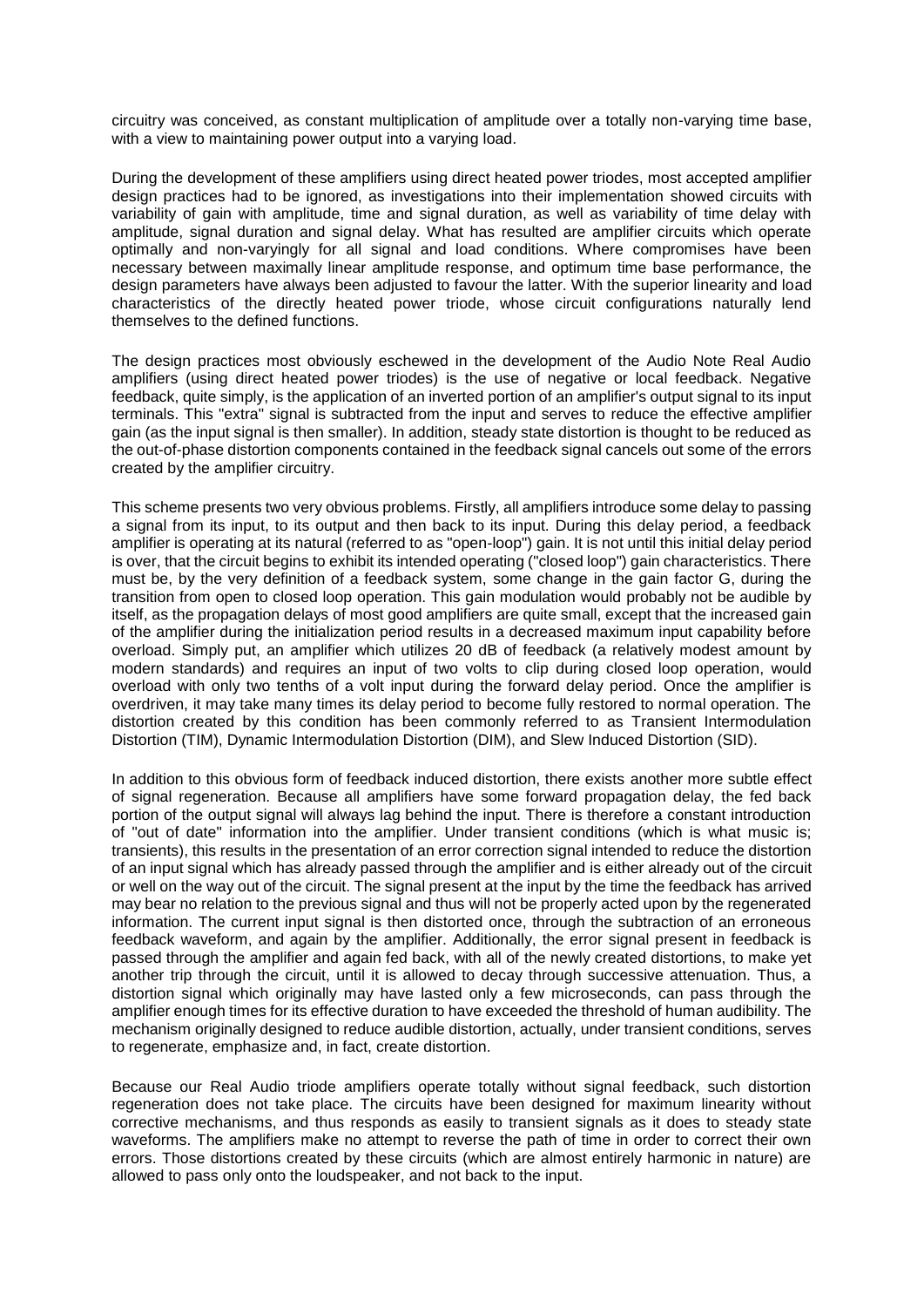circuitry was conceived, as constant multiplication of amplitude over a totally non-varying time base, with a view to maintaining power output into a varying load.

During the development of these amplifiers using direct heated power triodes, most accepted amplifier design practices had to be ignored, as investigations into their implementation showed circuits with variability of gain with amplitude, time and signal duration, as well as variability of time delay with amplitude, signal duration and signal delay. What has resulted are amplifier circuits which operate optimally and non-varyingly for all signal and load conditions. Where compromises have been necessary between maximally linear amplitude response, and optimum time base performance, the design parameters have always been adjusted to favour the latter. With the superior linearity and load characteristics of the directly heated power triode, whose circuit configurations naturally lend themselves to the defined functions.

The design practices most obviously eschewed in the development of the Audio Note Real Audio amplifiers (using direct heated power triodes) is the use of negative or local feedback. Negative feedback, quite simply, is the application of an inverted portion of an amplifier's output signal to its input terminals. This "extra" signal is subtracted from the input and serves to reduce the effective amplifier gain (as the input signal is then smaller). In addition, steady state distortion is thought to be reduced as the out-of-phase distortion components contained in the feedback signal cancels out some of the errors created by the amplifier circuitry.

This scheme presents two very obvious problems. Firstly, all amplifiers introduce some delay to passing a signal from its input, to its output and then back to its input. During this delay period, a feedback amplifier is operating at its natural (referred to as "open-loop") gain. It is not until this initial delay period is over, that the circuit begins to exhibit its intended operating ("closed loop") gain characteristics. There must be, by the very definition of a feedback system, some change in the gain factor G, during the transition from open to closed loop operation. This gain modulation would probably not be audible by itself, as the propagation delays of most good amplifiers are quite small, except that the increased gain of the amplifier during the initialization period results in a decreased maximum input capability before overload. Simply put, an amplifier which utilizes 20 dB of feedback (a relatively modest amount by modern standards) and requires an input of two volts to clip during closed loop operation, would overload with only two tenths of a volt input during the forward delay period. Once the amplifier is overdriven, it may take many times its delay period to become fully restored to normal operation. The distortion created by this condition has been commonly referred to as Transient Intermodulation Distortion (TIM), Dynamic Intermodulation Distortion (DIM), and Slew Induced Distortion (SID).

In addition to this obvious form of feedback induced distortion, there exists another more subtle effect of signal regeneration. Because all amplifiers have some forward propagation delay, the fed back portion of the output signal will always lag behind the input. There is therefore a constant introduction of "out of date" information into the amplifier. Under transient conditions (which is what music is; transients), this results in the presentation of an error correction signal intended to reduce the distortion of an input signal which has already passed through the amplifier and is either already out of the circuit or well on the way out of the circuit. The signal present at the input by the time the feedback has arrived may bear no relation to the previous signal and thus will not be properly acted upon by the regenerated information. The current input signal is then distorted once, through the subtraction of an erroneous feedback waveform, and again by the amplifier. Additionally, the error signal present in feedback is passed through the amplifier and again fed back, with all of the newly created distortions, to make yet another trip through the circuit, until it is allowed to decay through successive attenuation. Thus, a distortion signal which originally may have lasted only a few microseconds, can pass through the amplifier enough times for its effective duration to have exceeded the threshold of human audibility. The mechanism originally designed to reduce audible distortion, actually, under transient conditions, serves to regenerate, emphasize and, in fact, create distortion.

Because our Real Audio triode amplifiers operate totally without signal feedback, such distortion regeneration does not take place. The circuits have been designed for maximum linearity without corrective mechanisms, and thus responds as easily to transient signals as it does to steady state waveforms. The amplifiers make no attempt to reverse the path of time in order to correct their own errors. Those distortions created by these circuits (which are almost entirely harmonic in nature) are allowed to pass only onto the loudspeaker, and not back to the input.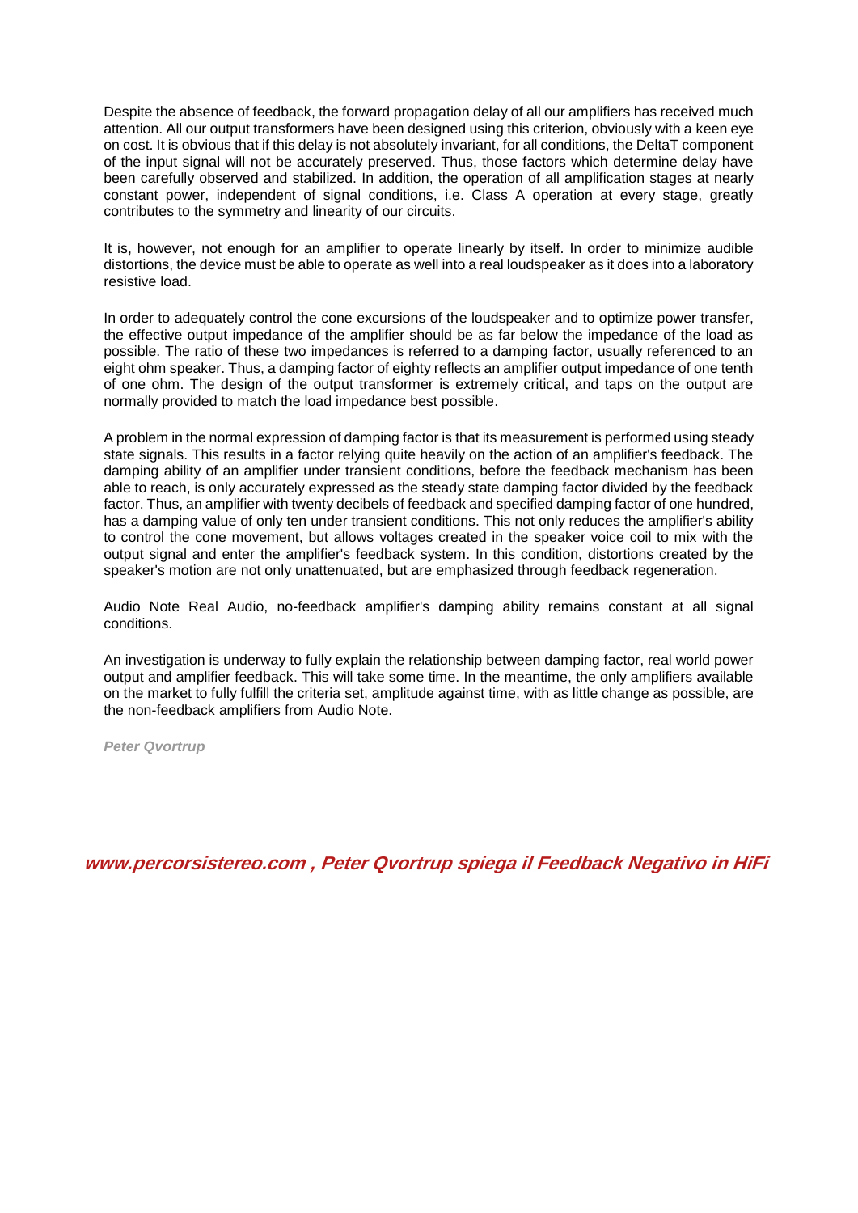Despite the absence of feedback, the forward propagation delay of all our amplifiers has received much attention. All our output transformers have been designed using this criterion, obviously with a keen eye on cost. It is obvious that if this delay is not absolutely invariant, for all conditions, the DeltaT component of the input signal will not be accurately preserved. Thus, those factors which determine delay have been carefully observed and stabilized. In addition, the operation of all amplification stages at nearly constant power, independent of signal conditions, i.e. Class A operation at every stage, greatly contributes to the symmetry and linearity of our circuits.

It is, however, not enough for an amplifier to operate linearly by itself. In order to minimize audible distortions, the device must be able to operate as well into a real loudspeaker as it does into a laboratory resistive load.

In order to adequately control the cone excursions of the loudspeaker and to optimize power transfer, the effective output impedance of the amplifier should be as far below the impedance of the load as possible. The ratio of these two impedances is referred to a damping factor, usually referenced to an eight ohm speaker. Thus, a damping factor of eighty reflects an amplifier output impedance of one tenth of one ohm. The design of the output transformer is extremely critical, and taps on the output are normally provided to match the load impedance best possible.

A problem in the normal expression of damping factor is that its measurement is performed using steady state signals. This results in a factor relying quite heavily on the action of an amplifier's feedback. The damping ability of an amplifier under transient conditions, before the feedback mechanism has been able to reach, is only accurately expressed as the steady state damping factor divided by the feedback factor. Thus, an amplifier with twenty decibels of feedback and specified damping factor of one hundred, has a damping value of only ten under transient conditions. This not only reduces the amplifier's ability to control the cone movement, but allows voltages created in the speaker voice coil to mix with the output signal and enter the amplifier's feedback system. In this condition, distortions created by the speaker's motion are not only unattenuated, but are emphasized through feedback regeneration.

Audio Note Real Audio, no-feedback amplifier's damping ability remains constant at all signal conditions.

An investigation is underway to fully explain the relationship between damping factor, real world power output and amplifier feedback. This will take some time. In the meantime, the only amplifiers available on the market to fully fulfill the criteria set, amplitude against time, with as little change as possible, are the non-feedback amplifiers from Audio Note.

***Peter Qvortrup***

***www.percorsistereo.com , Peter Qvortrup spiega il Feedback Negativo in HiFi***